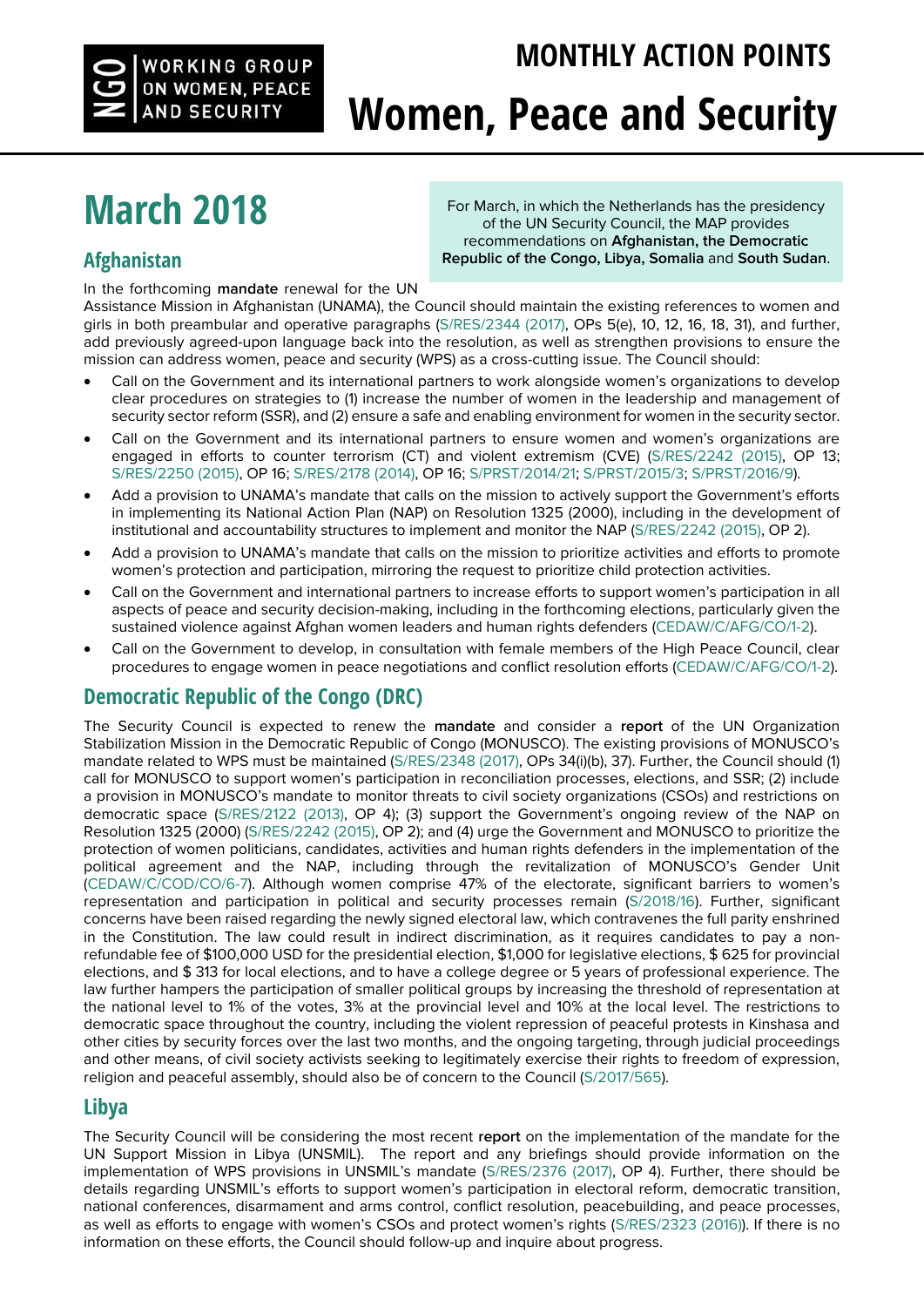NGO WORKING GROUP ON WOMEN, PEACE AND SECURITY

# MONTHLY ACTION POINTS
# Women, Peace and Security

## March 2018

For March, in which the Netherlands has the presidency of the UN Security Council, the MAP provides recommendations on **Afghanistan, the Democratic Republic of the Congo, Libya, Somalia** and **South Sudan**.

### Afghanistan

In the forthcoming **mandate** renewal for the UN Assistance Mission in Afghanistan (UNAMA), the Council should maintain the existing references to women and girls in both preambular and operative paragraphs (S/RES/2344 (2017), OPs 5(e), 10, 12, 16, 18, 31), and further, add previously agreed-upon language back into the resolution, as well as strengthen provisions to ensure the mission can address women, peace and security (WPS) as a cross-cutting issue. The Council should:

- Call on the Government and its international partners to work alongside women's organizations to develop clear procedures on strategies to (1) increase the number of women in the leadership and management of security sector reform (SSR), and (2) ensure a safe and enabling environment for women in the security sector.
- Call on the Government and its international partners to ensure women and women's organizations are engaged in efforts to counter terrorism (CT) and violent extremism (CVE) (S/RES/2242 (2015), OP 13; S/RES/2250 (2015), OP 16; S/RES/2178 (2014), OP 16; S/PRST/2014/21; S/PRST/2015/3; S/PRST/2016/9).
- Add a provision to UNAMA's mandate that calls on the mission to actively support the Government's efforts in implementing its National Action Plan (NAP) on Resolution 1325 (2000), including in the development of institutional and accountability structures to implement and monitor the NAP (S/RES/2242 (2015), OP 2).
- Add a provision to UNAMA's mandate that calls on the mission to prioritize activities and efforts to promote women's protection and participation, mirroring the request to prioritize child protection activities.
- Call on the Government and international partners to increase efforts to support women's participation in all aspects of peace and security decision-making, including in the forthcoming elections, particularly given the sustained violence against Afghan women leaders and human rights defenders (CEDAW/C/AFG/CO/1-2).
- Call on the Government to develop, in consultation with female members of the High Peace Council, clear procedures to engage women in peace negotiations and conflict resolution efforts (CEDAW/C/AFG/CO/1-2).

### Democratic Republic of the Congo (DRC)

The Security Council is expected to renew the **mandate** and consider a **report** of the UN Organization Stabilization Mission in the Democratic Republic of Congo (MONUSCO). The existing provisions of MONUSCO's mandate related to WPS must be maintained (S/RES/2348 (2017), OPs 34(i)(b), 37). Further, the Council should (1) call for MONUSCO to support women's participation in reconciliation processes, elections, and SSR; (2) include a provision in MONUSCO's mandate to monitor threats to civil society organizations (CSOs) and restrictions on democratic space (S/RES/2122 (2013), OP 4); (3) support the Government's ongoing review of the NAP on Resolution 1325 (2000) (S/RES/2242 (2015), OP 2); and (4) urge the Government and MONUSCO to prioritize the protection of women politicians, candidates, activities and human rights defenders in the implementation of the political agreement and the NAP, including through the revitalization of MONUSCO's Gender Unit (CEDAW/C/COD/CO/6-7). Although women comprise 47% of the electorate, significant barriers to women's representation and participation in political and security processes remain (S/2018/16). Further, significant concerns have been raised regarding the newly signed electoral law, which contravenes the full parity enshrined in the Constitution. The law could result in indirect discrimination, as it requires candidates to pay a non-refundable fee of $100,000 USD for the presidential election, $1,000 for legislative elections, $ 625 for provincial elections, and $ 313 for local elections, and to have a college degree or 5 years of professional experience. The law further hampers the participation of smaller political groups by increasing the threshold of representation at the national level to 1% of the votes, 3% at the provincial level and 10% at the local level. The restrictions to democratic space throughout the country, including the violent repression of peaceful protests in Kinshasa and other cities by security forces over the last two months, and the ongoing targeting, through judicial proceedings and other means, of civil society activists seeking to legitimately exercise their rights to freedom of expression, religion and peaceful assembly, should also be of concern to the Council (S/2017/565).

### Libya

The Security Council will be considering the most recent **report** on the implementation of the mandate for the UN Support Mission in Libya (UNSMIL). The report and any briefings should provide information on the implementation of WPS provisions in UNSMIL's mandate (S/RES/2376 (2017), OP 4). Further, there should be details regarding UNSMIL's efforts to support women's participation in electoral reform, democratic transition, national conferences, disarmament and arms control, conflict resolution, peacebuilding, and peace processes, as well as efforts to engage with women's CSOs and protect women's rights (S/RES/2323 (2016)). If there is no information on these efforts, the Council should follow-up and inquire about progress.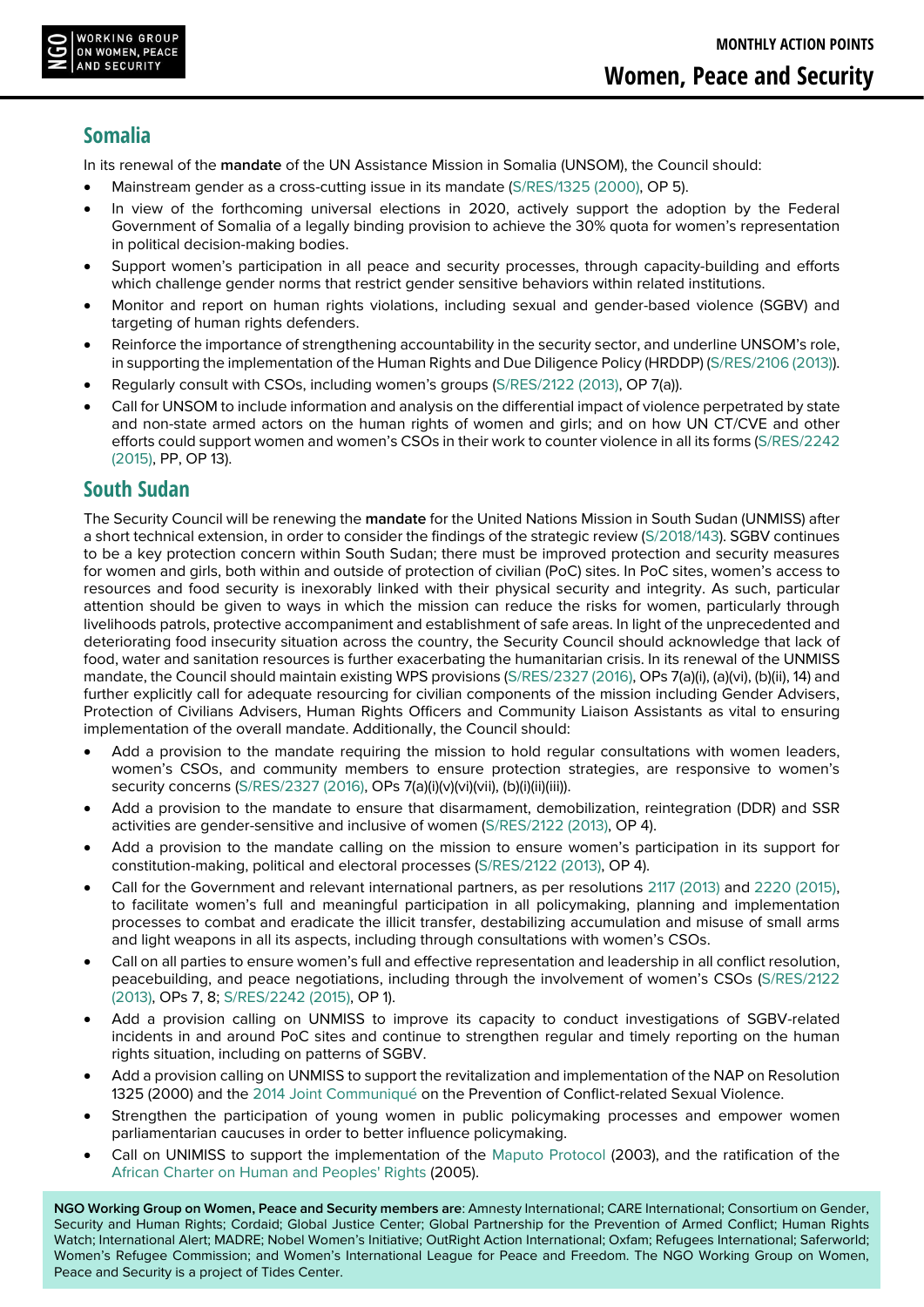## Somalia

In its renewal of the **mandate** of the UN Assistance Mission in Somalia (UNSOM), the Council should:

- Mainstream gender as a cross-cutting issue in its mandate (S/RES/1325 (2000), OP 5).
- In view of the forthcoming universal elections in 2020, actively support the adoption by the Federal Government of Somalia of a legally binding provision to achieve the 30% quota for women's representation in political decision-making bodies.
- Support women's participation in all peace and security processes, through capacity-building and efforts which challenge gender norms that restrict gender sensitive behaviors within related institutions.
- Monitor and report on human rights violations, including sexual and gender-based violence (SGBV) and targeting of human rights defenders.
- Reinforce the importance of strengthening accountability in the security sector, and underline UNSOM's role, in supporting the implementation of the Human Rights and Due Diligence Policy (HRDDP) (S/RES/2106 (2013)).
- Regularly consult with CSOs, including women's groups (S/RES/2122 (2013), OP 7(a)).
- Call for UNSOM to include information and analysis on the differential impact of violence perpetrated by state and non-state armed actors on the human rights of women and girls; and on how UN CT/CVE and other efforts could support women and women's CSOs in their work to counter violence in all its forms (S/RES/2242 (2015), PP, OP 13).

## South Sudan

The Security Council will be renewing the **mandate** for the United Nations Mission in South Sudan (UNMISS) after a short technical extension, in order to consider the findings of the strategic review (S/2018/143). SGBV continues to be a key protection concern within South Sudan; there must be improved protection and security measures for women and girls, both within and outside of protection of civilian (PoC) sites. In PoC sites, women's access to resources and food security is inexorably linked with their physical security and integrity. As such, particular attention should be given to ways in which the mission can reduce the risks for women, particularly through livelihoods patrols, protective accompaniment and establishment of safe areas. In light of the unprecedented and deteriorating food insecurity situation across the country, the Security Council should acknowledge that lack of food, water and sanitation resources is further exacerbating the humanitarian crisis. In its renewal of the UNMISS mandate, the Council should maintain existing WPS provisions (S/RES/2327 (2016), OPs 7(a)(i), (a)(vi), (b)(ii), 14) and further explicitly call for adequate resourcing for civilian components of the mission including Gender Advisers, Protection of Civilians Advisers, Human Rights Officers and Community Liaison Assistants as vital to ensuring implementation of the overall mandate. Additionally, the Council should:

- Add a provision to the mandate requiring the mission to hold regular consultations with women leaders, women's CSOs, and community members to ensure protection strategies, are responsive to women's security concerns (S/RES/2327 (2016), OPs 7(a)(i)(v)(vi)(vii), (b)(i)(ii)(iii)).
- Add a provision to the mandate to ensure that disarmament, demobilization, reintegration (DDR) and SSR activities are gender-sensitive and inclusive of women (S/RES/2122 (2013), OP 4).
- Add a provision to the mandate calling on the mission to ensure women's participation in its support for constitution-making, political and electoral processes (S/RES/2122 (2013), OP 4).
- Call for the Government and relevant international partners, as per resolutions 2117 (2013) and 2220 (2015), to facilitate women's full and meaningful participation in all policymaking, planning and implementation processes to combat and eradicate the illicit transfer, destabilizing accumulation and misuse of small arms and light weapons in all its aspects, including through consultations with women's CSOs.
- Call on all parties to ensure women's full and effective representation and leadership in all conflict resolution, peacebuilding, and peace negotiations, including through the involvement of women's CSOs (S/RES/2122 (2013), OPs 7, 8; S/RES/2242 (2015), OP 1).
- Add a provision calling on UNMISS to improve its capacity to conduct investigations of SGBV-related incidents in and around PoC sites and continue to strengthen regular and timely reporting on the human rights situation, including on patterns of SGBV.
- Add a provision calling on UNMISS to support the revitalization and implementation of the NAP on Resolution 1325 (2000) and the 2014 Joint Communiqué on the Prevention of Conflict-related Sexual Violence.
- Strengthen the participation of young women in public policymaking processes and empower women parliamentarian caucuses in order to better influence policymaking.
- Call on UNIMISS to support the implementation of the Maputo Protocol (2003), and the ratification of the African Charter on Human and Peoples' Rights (2005).

**NGO Working Group on Women, Peace and Security members are**: Amnesty International; CARE International; Consortium on Gender, Security and Human Rights; Cordaid; Global Justice Center; Global Partnership for the Prevention of Armed Conflict; Human Rights Watch; International Alert; MADRE; Nobel Women's Initiative; OutRight Action International; Oxfam; Refugees International; Saferworld; Women's Refugee Commission; and Women's International League for Peace and Freedom. The NGO Working Group on Women, Peace and Security is a project of Tides Center.